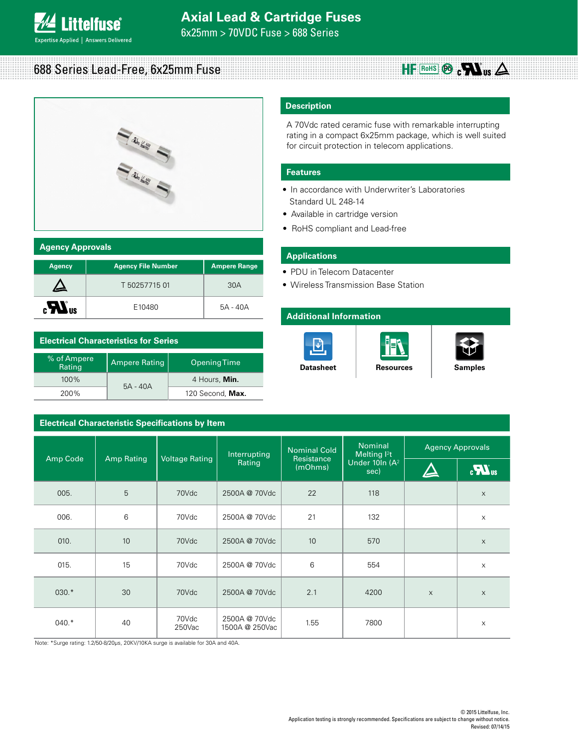# Axial Lead & Cartridge Fuses

6x25mm > 70VDC Fuse > 688 Series

## 688 Series Lead-Free, 6x25mm Fuse

### Description

A 70Vdc rated ceramic fuse with remarkable interrupting rating in a compact 6x25mm package, which is well suited for circuit protection in telecom applications.

### Features

- In accordance with Underwriter's Laboratories Standard UL 248-14
- Available in cartridge version
- RoHS compliant and Lead-free

### Applications

- PDU in Telecom Datacenter
- Wireless Transmission Base Station

### Additional Information

Datasheet | Resources | Samples

### Agency Approvals

| Agency | Agency File Number | Ampere Range |
|---|---|---|
| PSE (Triangle) | T 50257715 01 | 30A |
| cULus | E10480 | 5A - 40A |

### Electrical Characteristics for Series

| % of Ampere Rating | Ampere Rating | Opening Time |
|---|---|---|
| 100% | 5A - 40A | 4 Hours, **Min.** |
| 200% | | 120 Second, **Max.** |

### Electrical Characteristic Specifications by Item

| Amp Code | Amp Rating | Voltage Rating | Interrupting Rating | Nominal Cold Resistance (mOhms) | Nominal Melting $I^2t$ Under 10In ($A^2$ sec) | Agency Approvals | |
|---|---|---|---|---|---|---|---|
| | | | | | | PSE (Triangle) | cULus |
| 005. | 5 | 70Vdc | 2500A @ 70Vdc | 22 | 118 | | x |
| 006. | 6 | 70Vdc | 2500A @ 70Vdc | 21 | 132 | | x |
| 010. | 10 | 70Vdc | 2500A @ 70Vdc | 10 | 570 | | x |
| 015. | 15 | 70Vdc | 2500A @ 70Vdc | 6 | 554 | | x |
| 030.* | 30 | 70Vdc | 2500A @ 70Vdc | 2.1 | 4200 | x | x |
| 040.* | 40 | 70Vdc 250Vac | 2500A @ 70Vdc 1500A @ 250Vac | 1.55 | 7800 | | x |

Note: *Surge rating: 1.2/50-8/20μs, 20KV/10KA surge is available for 30A and 40A.

© 2015 Littelfuse, Inc.
Application testing is strongly recommended. Specifications are subject to change without notice.
Revised: 07/14/15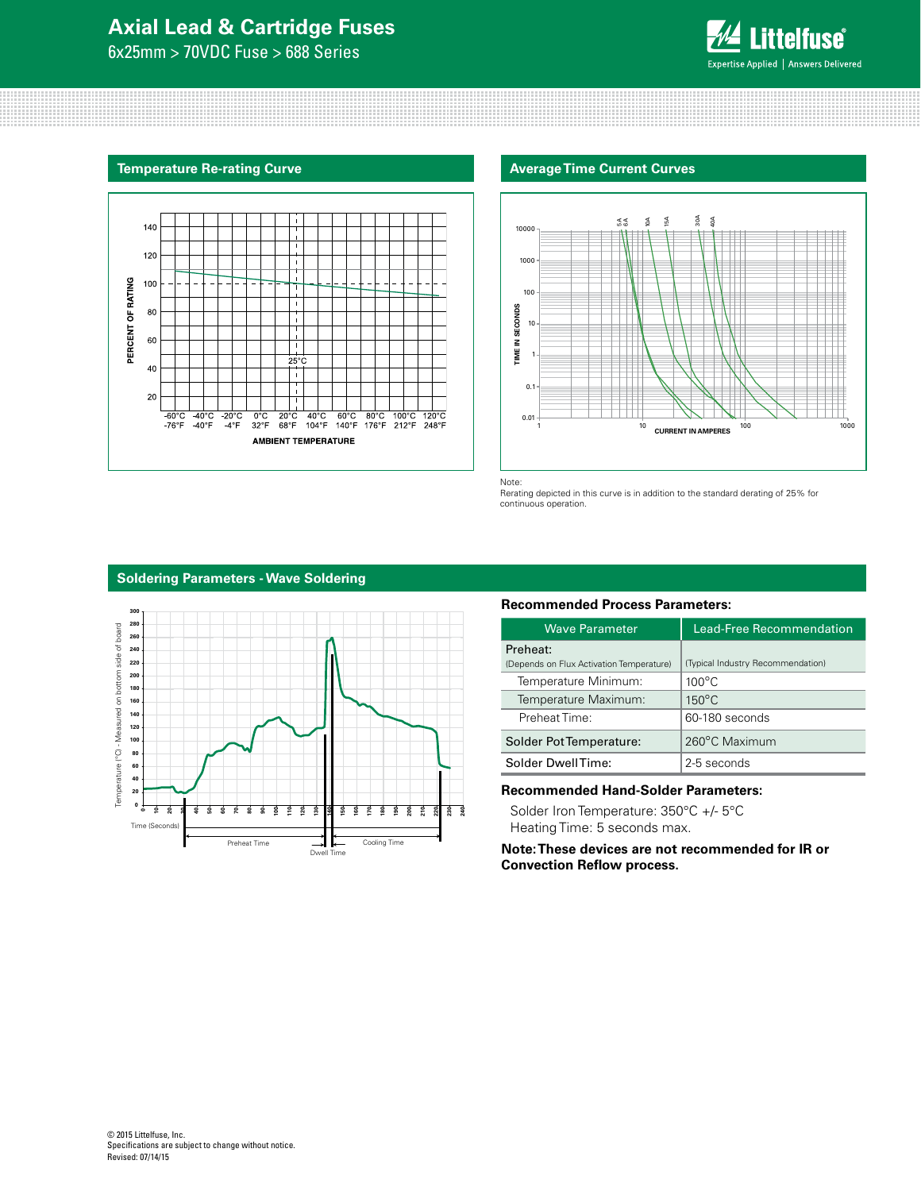## Temperature Re-rating Curve

## Average Time Current Curves

Note:
Rerating depicted in this curve is in addition to the standard derating of 25% for continuous operation.

## Soldering Parameters - Wave Soldering

**Recommended Process Parameters:**

| Wave Parameter | Lead-Free Recommendation |
|---|---|
| Preheat: (Depends on Flux Activation Temperature) | (Typical Industry Recommendation) |
| Temperature Minimum: | 100°C |
| Temperature Maximum: | 150°C |
| Preheat Time: | 60-180 seconds |
| Solder Pot Temperature: | 260°C Maximum |
| Solder Dwell Time: | 2-5 seconds |

**Recommended Hand-Solder Parameters:**

Solder Iron Temperature: 350°C +/- 5°C
Heating Time: 5 seconds max.

**Note: These devices are not recommended for IR or Convection Reflow process.**

© 2015 Littelfuse, Inc.
Specifications are subject to change without notice.
Revised: 07/14/15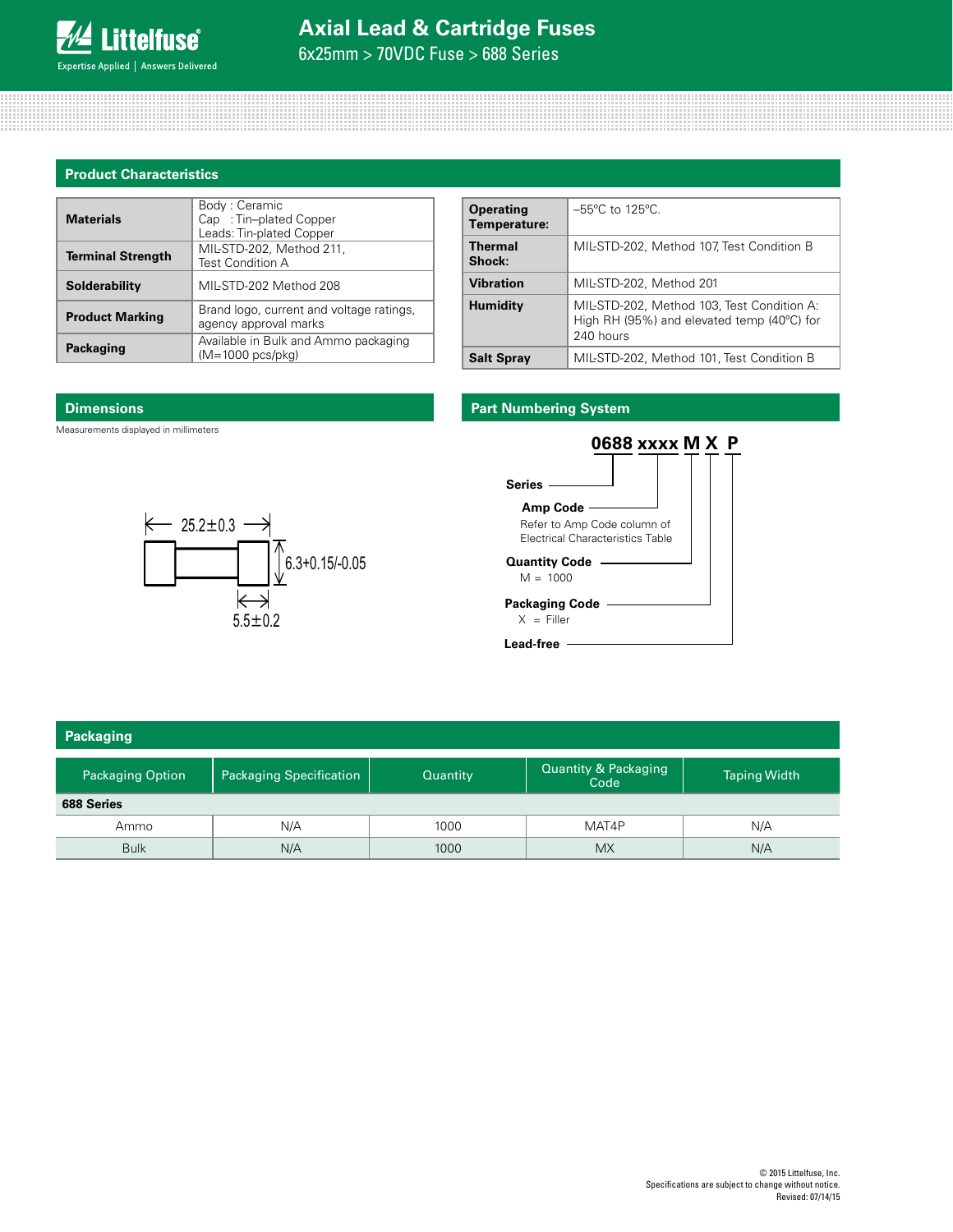## Product Characteristics

| | |
|---|---|
| **Materials** | Body : Ceramic<br>Cap : Tin–plated Copper<br>Leads: Tin-plated Copper |
| **Terminal Strength** | MIL-STD-202, Method 211, Test Condition A |
| **Solderability** | MIL-STD-202 Method 208 |
| **Product Marking** | Brand logo, current and voltage ratings, agency approval marks |
| **Packaging** | Available in Bulk and Ammo packaging (M=1000 pcs/pkg) |

| | |
|---|---|
| **Operating Temperature:** | –55ºC to 125ºC. |
| **Thermal Shock:** | MIL-STD-202, Method 107, Test Condition B |
| **Vibration** | MIL-STD-202, Method 201 |
| **Humidity** | MIL-STD-202, Method 103, Test Condition A: High RH (95%) and elevated temp (40ºC) for 240 hours |
| **Salt Spray** | MIL-STD-202, Method 101, Test Condition B |

## Dimensions

Measurements displayed in millimeters

25.2±0.3

6.3+0.15/-0.05

5.5±0.2

## Part Numbering System

**0688 xxxx M X P**

**Series**

**Amp Code**
Refer to Amp Code column of Electrical Characteristics Table

**Quantity Code**
M = 1000

**Packaging Code**
X = Filler

**Lead-free**

## Packaging

| Packaging Option | Packaging Specification | Quantity | Quantity & Packaging Code | Taping Width |
|---|---|---|---|---|
| **688 Series** | | | | |
| Ammo | N/A | 1000 | MAT4P | N/A |
| Bulk | N/A | 1000 | MX | N/A |

© 2015 Littelfuse, Inc.
Specifications are subject to change without notice.
Revised: 07/14/15